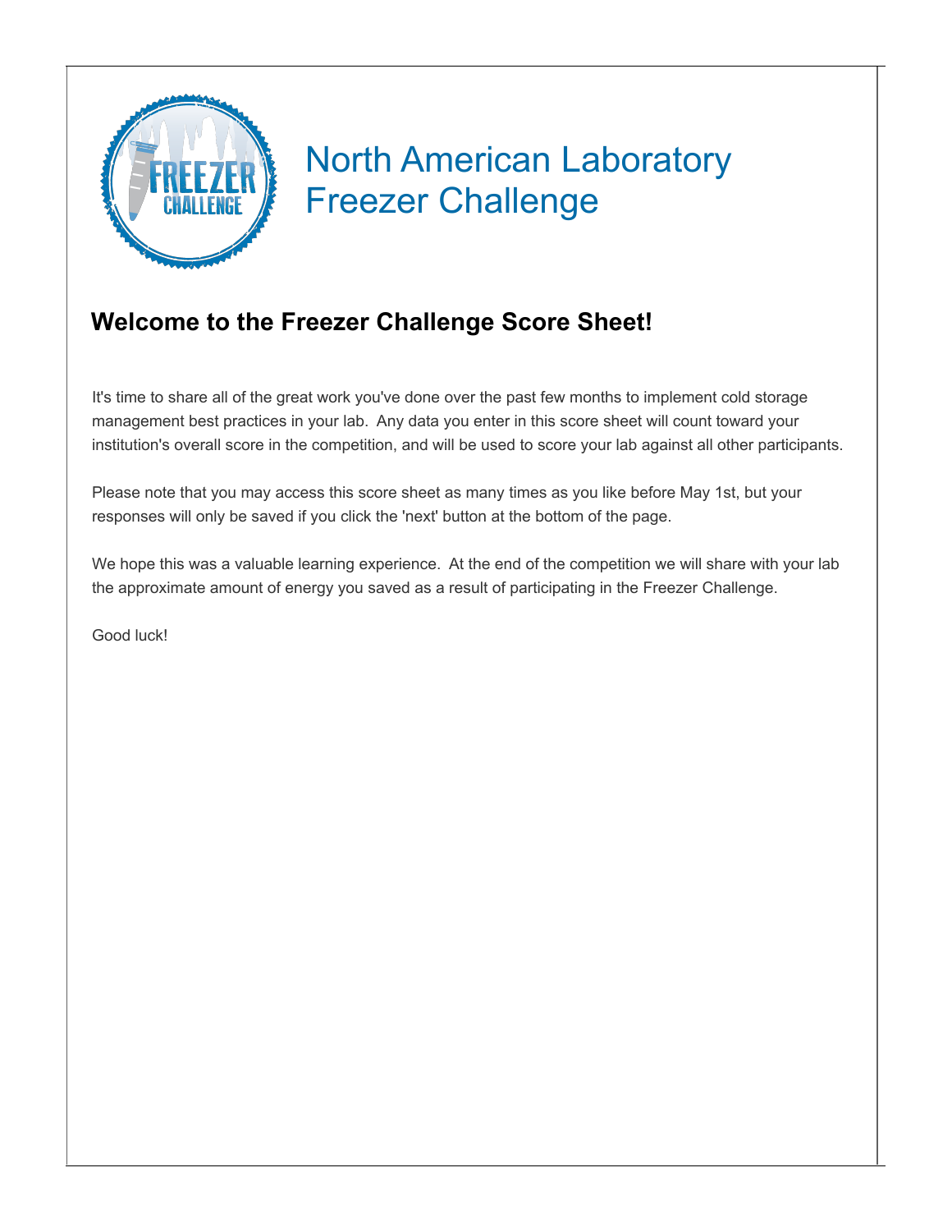# North American Laboratory Freezer Challenge

## Welcome to the Freezer Challenge Score Sheet!

It's time to share all of the great work you've done over the past few months to implement cold storage management best practices in your lab. Any data you enter in this score sheet will count toward your institution's overall score in the competition, and will be used to score your lab against all other participants.

Please note that you may access this score sheet as many times as you like before May 1st, but your responses will only be saved if you click the 'next' button at the bottom of the page.

We hope this was a valuable learning experience. At the end of the competition we will share with your lab the approximate amount of energy you saved as a result of participating in the Freezer Challenge.

Good luck!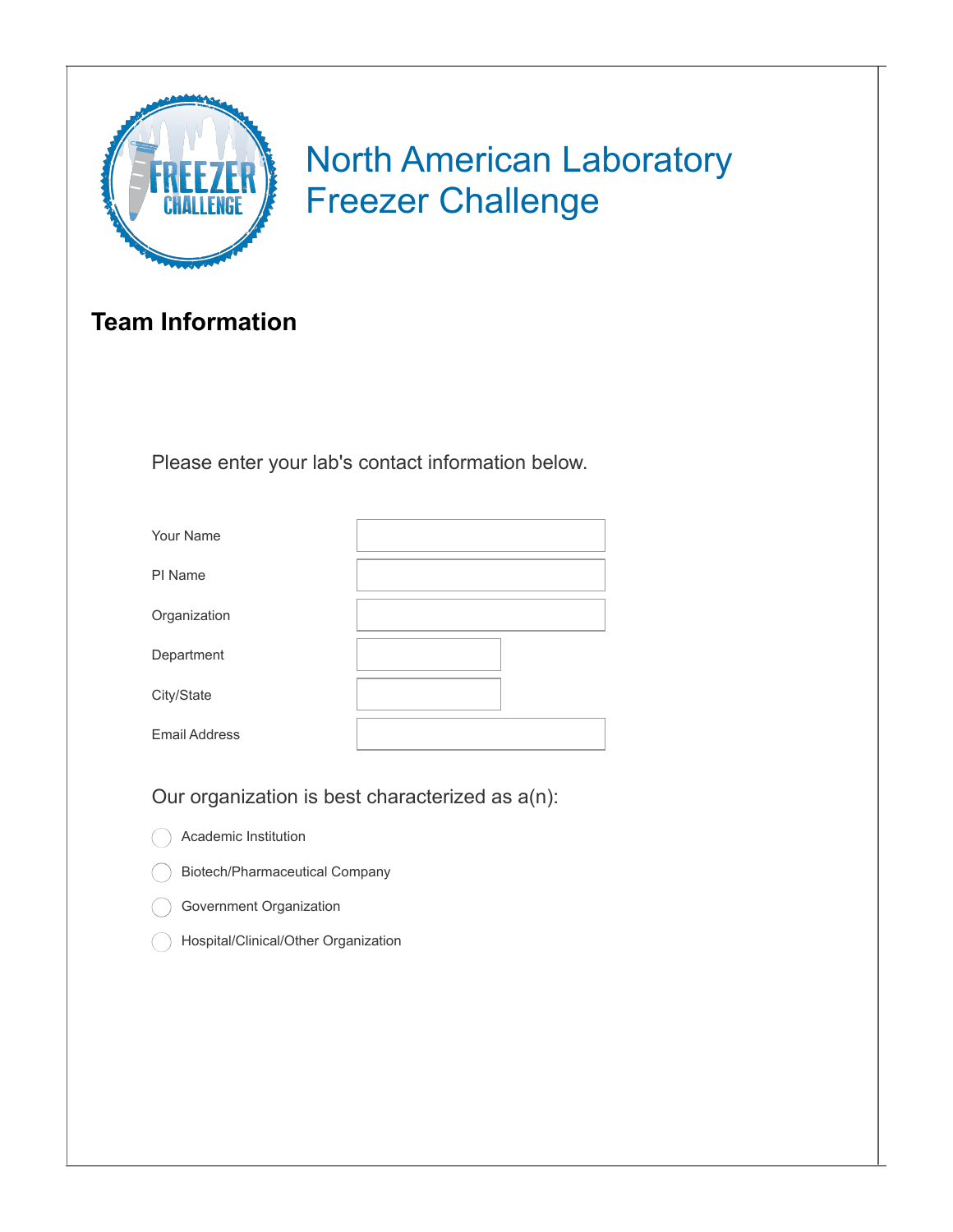# North American Laboratory Freezer Challenge

## Team Information

Please enter your lab's contact information below.

Your Name

PI Name

Organization

Department

City/State

Email Address

Our organization is best characterized as a(n):

- Academic Institution
- Biotech/Pharmaceutical Company
- Government Organization
- Hospital/Clinical/Other Organization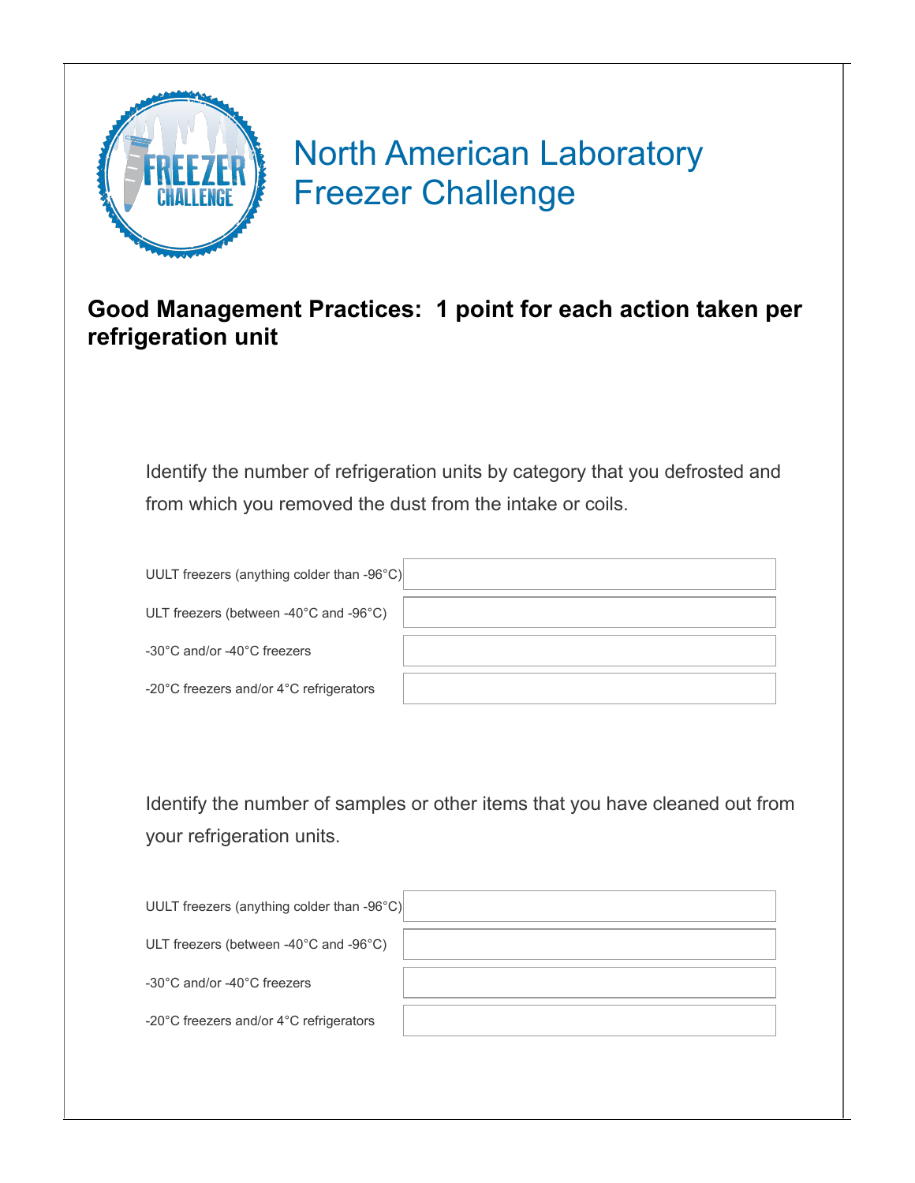# North American Laboratory Freezer Challenge

## Good Management Practices: 1 point for each action taken per refrigeration unit

Identify the number of refrigeration units by category that you defrosted and from which you removed the dust from the intake or coils.

| | |
|---|---|
| UULT freezers (anything colder than -96°C) | |
| ULT freezers (between -40°C and -96°C) | |
| -30°C and/or -40°C freezers | |
| -20°C freezers and/or 4°C refrigerators | |

Identify the number of samples or other items that you have cleaned out from your refrigeration units.

| | |
|---|---|
| UULT freezers (anything colder than -96°C) | |
| ULT freezers (between -40°C and -96°C) | |
| -30°C and/or -40°C freezers | |
| -20°C freezers and/or 4°C refrigerators | |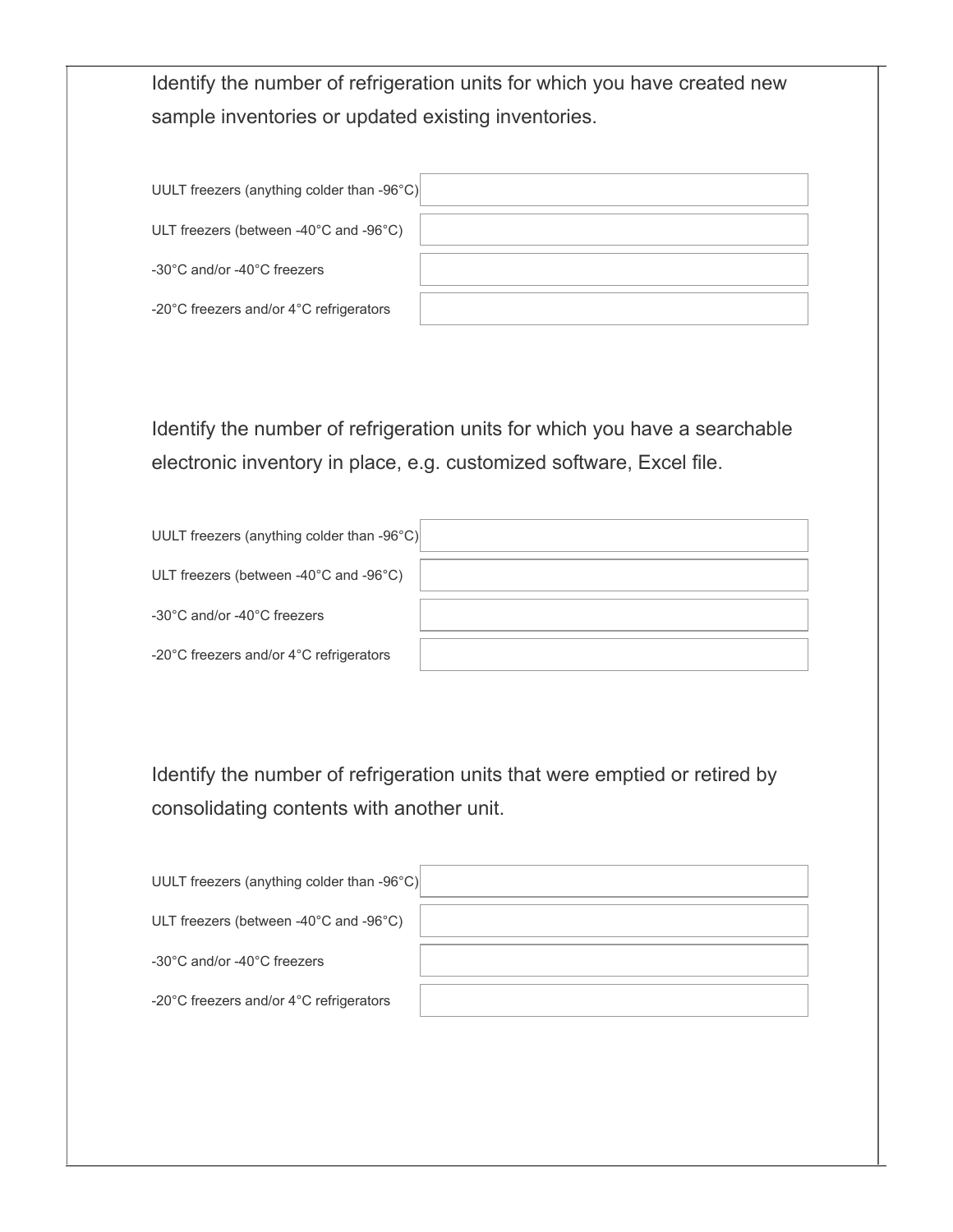Identify the number of refrigeration units for which you have created new sample inventories or updated existing inventories.

| | |
|---|---|
| UULT freezers (anything colder than -96°C) | |
| ULT freezers (between -40°C and -96°C) | |
| -30°C and/or -40°C freezers | |
| -20°C freezers and/or 4°C refrigerators | |

Identify the number of refrigeration units for which you have a searchable electronic inventory in place, e.g. customized software, Excel file.

| | |
|---|---|
| UULT freezers (anything colder than -96°C) | |
| ULT freezers (between -40°C and -96°C) | |
| -30°C and/or -40°C freezers | |
| -20°C freezers and/or 4°C refrigerators | |

Identify the number of refrigeration units that were emptied or retired by consolidating contents with another unit.

| | |
|---|---|
| UULT freezers (anything colder than -96°C) | |
| ULT freezers (between -40°C and -96°C) | |
| -30°C and/or -40°C freezers | |
| -20°C freezers and/or 4°C refrigerators | |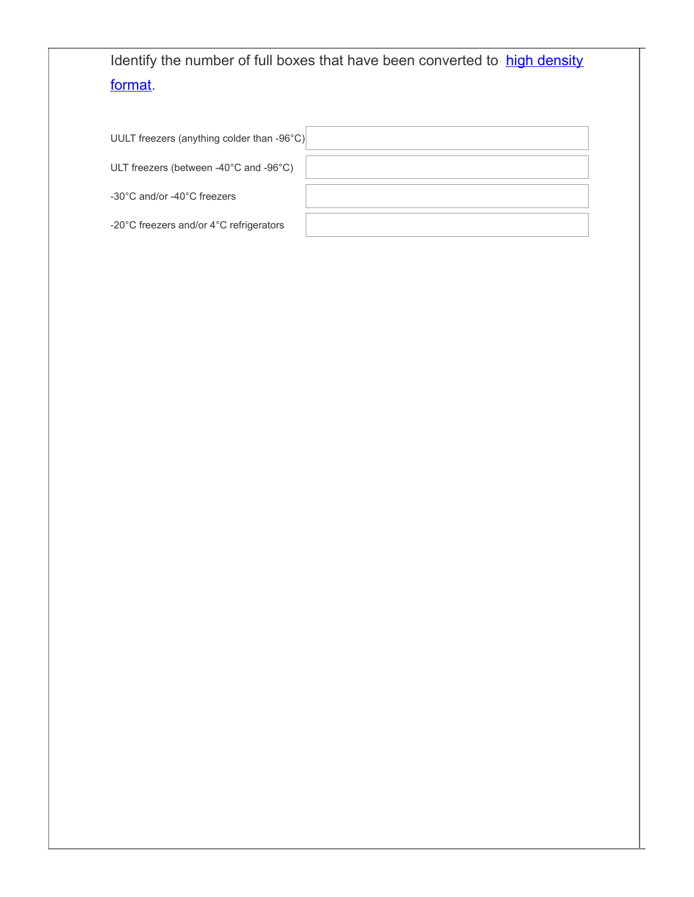Identify the number of full boxes that have been converted to high density format.

| | |
|---|---|
| UULT freezers (anything colder than -96°C) | |
| ULT freezers (between -40°C and -96°C) | |
| -30°C and/or -40°C freezers | |
| -20°C freezers and/or 4°C refrigerators | |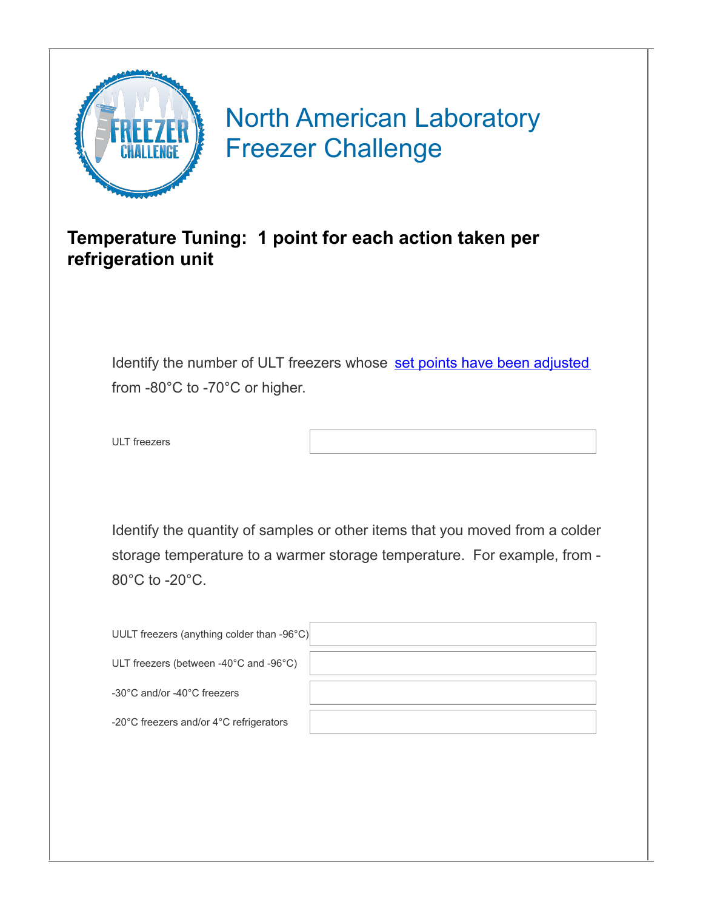North American Laboratory Freezer Challenge

## Temperature Tuning: 1 point for each action taken per refrigeration unit

Identify the number of ULT freezers whose set points have been adjusted from -80°C to -70°C or higher.

| | |
|---|---|
| ULT freezers | |

Identify the quantity of samples or other items that you moved from a colder storage temperature to a warmer storage temperature. For example, from -80°C to -20°C.

| | |
|---|---|
| UULT freezers (anything colder than -96°C) | |
| ULT freezers (between -40°C and -96°C) | |
| -30°C and/or -40°C freezers | |
| -20°C freezers and/or 4°C refrigerators | |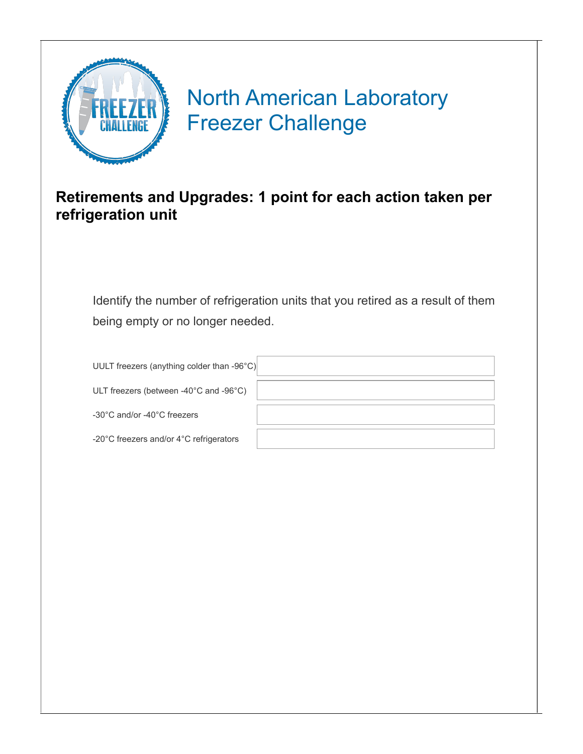# North American Laboratory Freezer Challenge

## Retirements and Upgrades: 1 point for each action taken per refrigeration unit

Identify the number of refrigeration units that you retired as a result of them being empty or no longer needed.

| | |
|---|---|
| UULT freezers (anything colder than -96°C) | |
| ULT freezers (between -40°C and -96°C) | |
| -30°C and/or -40°C freezers | |
| -20°C freezers and/or 4°C refrigerators | |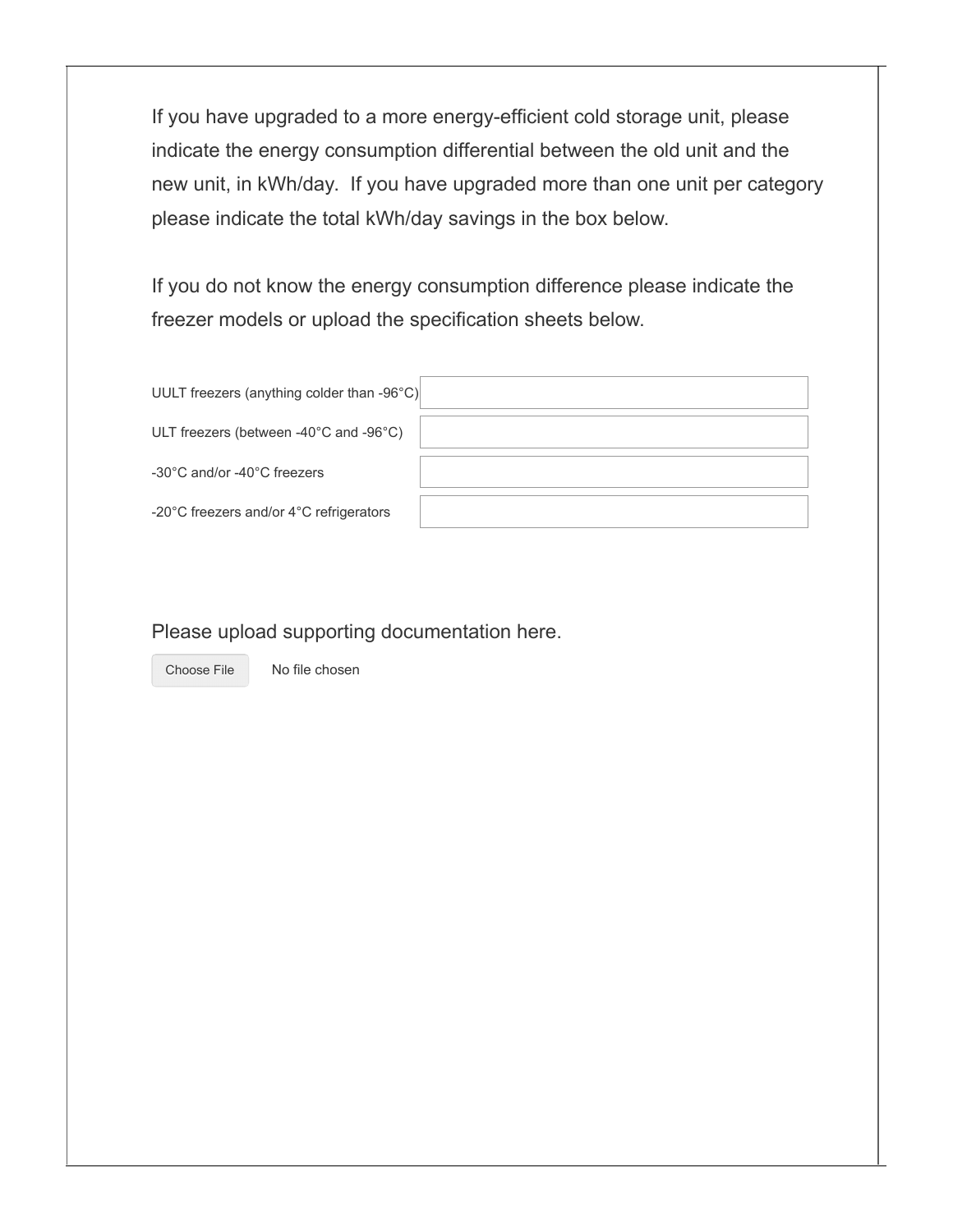If you have upgraded to a more energy-efficient cold storage unit, please indicate the energy consumption differential between the old unit and the new unit, in kWh/day. If you have upgraded more than one unit per category please indicate the total kWh/day savings in the box below.

If you do not know the energy consumption difference please indicate the freezer models or upload the specification sheets below.

| | |
|---|---|
| UULT freezers (anything colder than -96°C) | |
| ULT freezers (between -40°C and -96°C) | |
| -30°C and/or -40°C freezers | |
| -20°C freezers and/or 4°C refrigerators | |

Please upload supporting documentation here.

Choose File No file chosen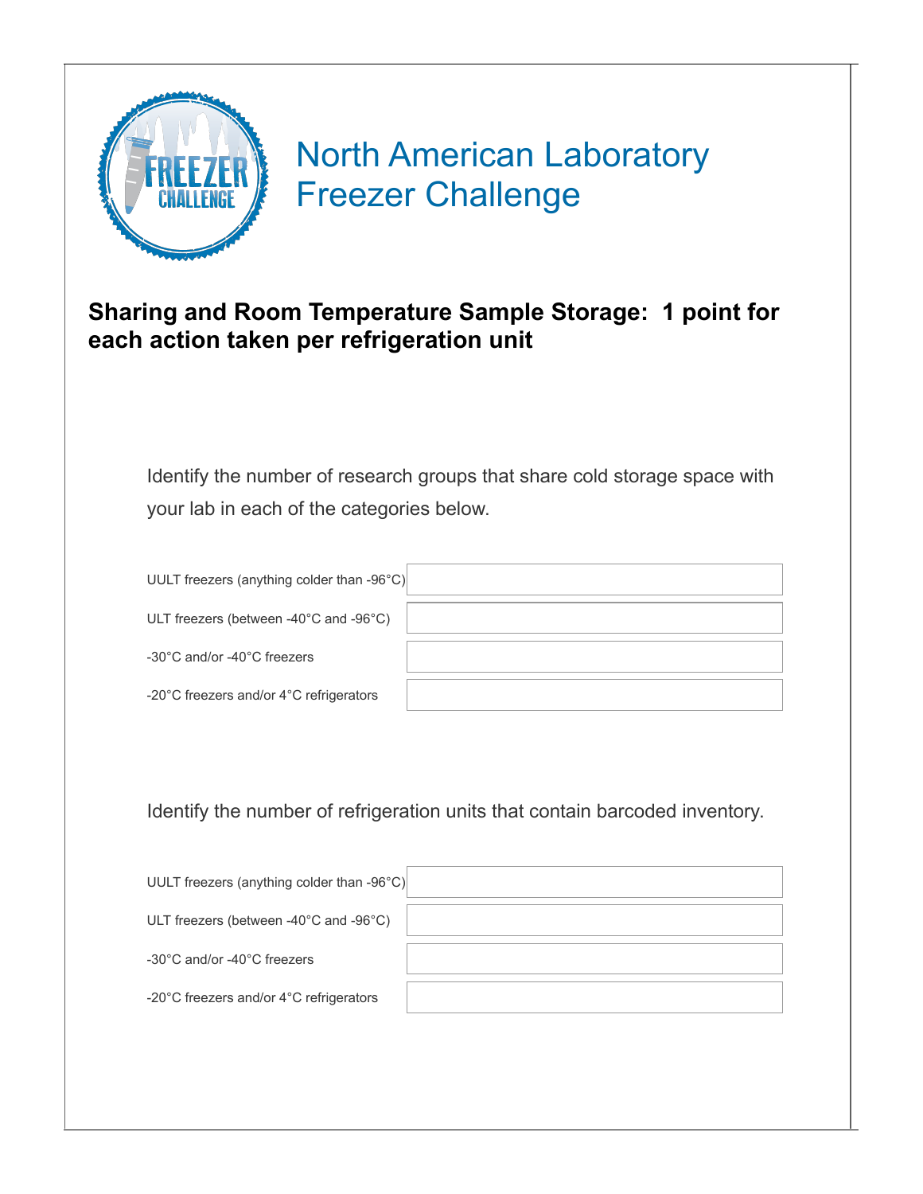# North American Laboratory Freezer Challenge

## Sharing and Room Temperature Sample Storage: 1 point for each action taken per refrigeration unit

Identify the number of research groups that share cold storage space with your lab in each of the categories below.

| | |
|---|---|
| UULT freezers (anything colder than -96°C) | |
| ULT freezers (between -40°C and -96°C) | |
| -30°C and/or -40°C freezers | |
| -20°C freezers and/or 4°C refrigerators | |

Identify the number of refrigeration units that contain barcoded inventory.

| | |
|---|---|
| UULT freezers (anything colder than -96°C) | |
| ULT freezers (between -40°C and -96°C) | |
| -30°C and/or -40°C freezers | |
| -20°C freezers and/or 4°C refrigerators | |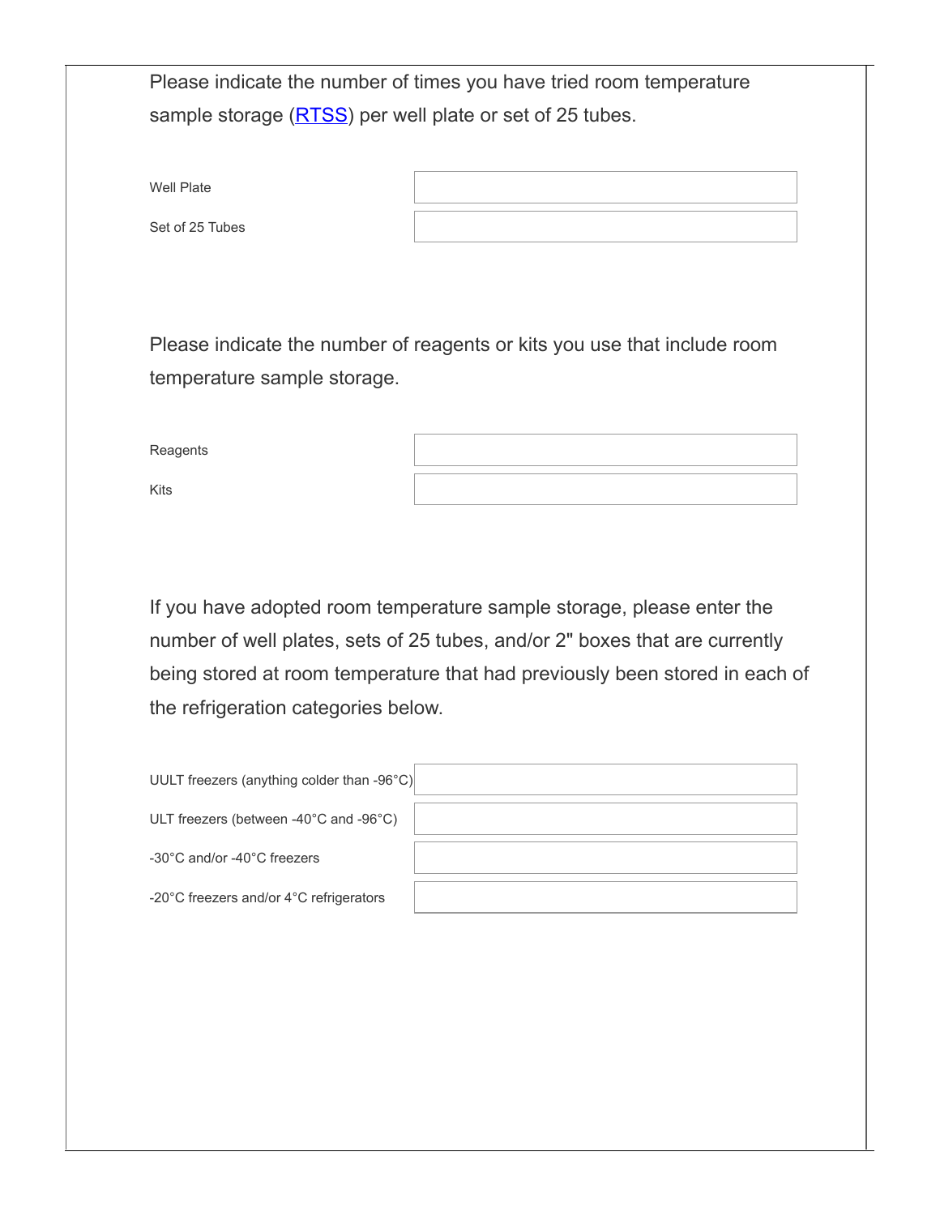Please indicate the number of times you have tried room temperature sample storage ([RTSS]) per well plate or set of 25 tubes.

| | |
|---|---|
| Well Plate | |
| Set of 25 Tubes | |

Please indicate the number of reagents or kits you use that include room temperature sample storage.

| | |
|---|---|
| Reagents | |
| Kits | |

If you have adopted room temperature sample storage, please enter the number of well plates, sets of 25 tubes, and/or 2" boxes that are currently being stored at room temperature that had previously been stored in each of the refrigeration categories below.

| | |
|---|---|
| UULT freezers (anything colder than -96°C) | |
| ULT freezers (between -40°C and -96°C) | |
| -30°C and/or -40°C freezers | |
| -20°C freezers and/or 4°C refrigerators | |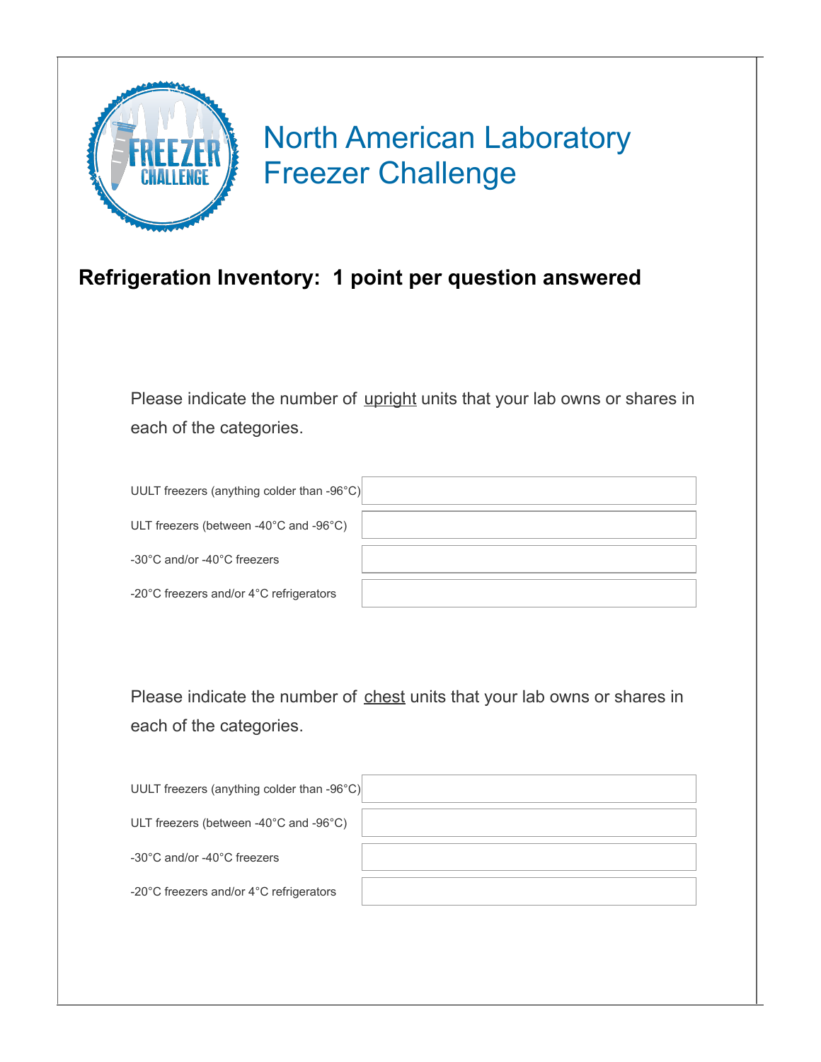# North American Laboratory Freezer Challenge

## Refrigeration Inventory: 1 point per question answered

Please indicate the number of upright units that your lab owns or shares in each of the categories.

| | |
|---|---|
| UULT freezers (anything colder than -96°C) | |
| ULT freezers (between -40°C and -96°C) | |
| -30°C and/or -40°C freezers | |
| -20°C freezers and/or 4°C refrigerators | |

Please indicate the number of chest units that your lab owns or shares in each of the categories.

| | |
|---|---|
| UULT freezers (anything colder than -96°C) | |
| ULT freezers (between -40°C and -96°C) | |
| -30°C and/or -40°C freezers | |
| -20°C freezers and/or 4°C refrigerators | |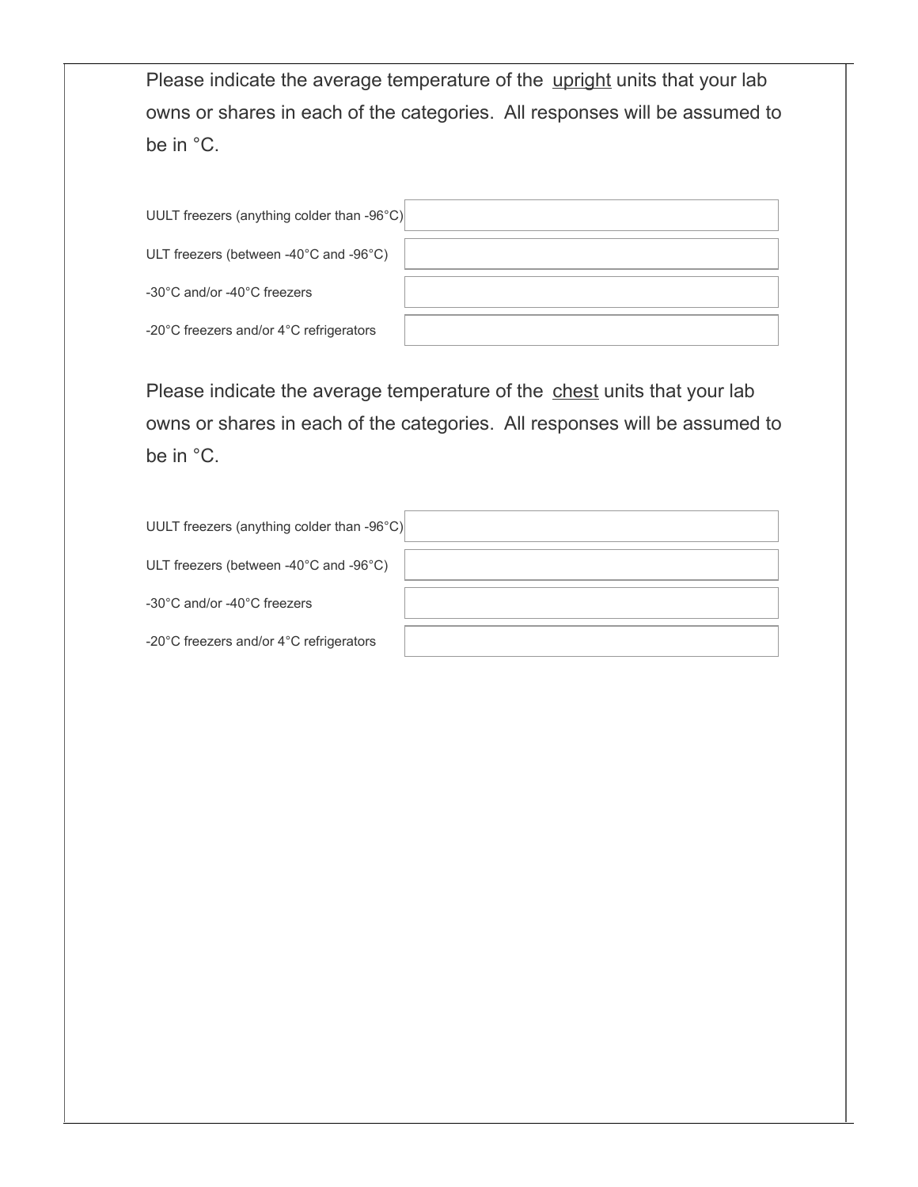Please indicate the average temperature of the upright units that your lab owns or shares in each of the categories. All responses will be assumed to be in °C.

| | |
|---|---|
| UULT freezers (anything colder than -96°C) | |
| ULT freezers (between -40°C and -96°C) | |
| -30°C and/or -40°C freezers | |
| -20°C freezers and/or 4°C refrigerators | |

Please indicate the average temperature of the chest units that your lab owns or shares in each of the categories. All responses will be assumed to be in °C.

| | |
|---|---|
| UULT freezers (anything colder than -96°C) | |
| ULT freezers (between -40°C and -96°C) | |
| -30°C and/or -40°C freezers | |
| -20°C freezers and/or 4°C refrigerators | |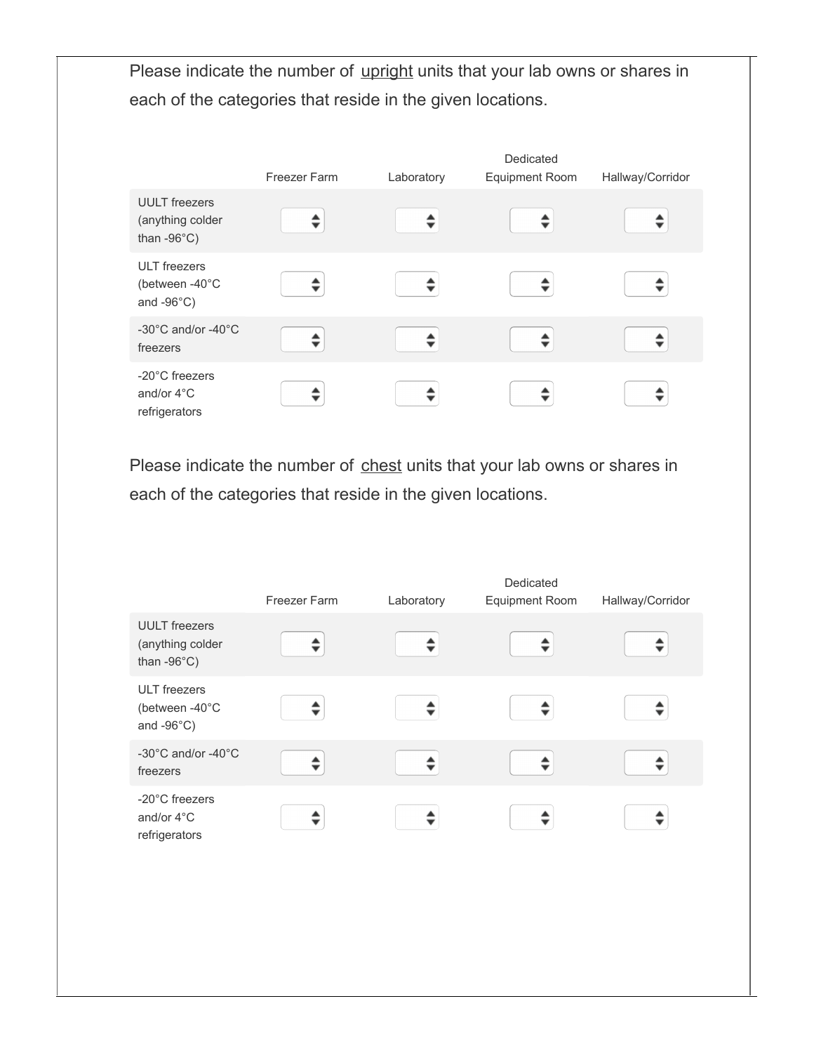Please indicate the number of upright units that your lab owns or shares in each of the categories that reside in the given locations.

| | Freezer Farm | Laboratory | Dedicated Equipment Room | Hallway/Corridor |
|---|---|---|---|---|
| UULT freezers (anything colder than -96°C) | | | | |
| ULT freezers (between -40°C and -96°C) | | | | |
| -30°C and/or -40°C freezers | | | | |
| -20°C freezers and/or 4°C refrigerators | | | | |

Please indicate the number of chest units that your lab owns or shares in each of the categories that reside in the given locations.

| | Freezer Farm | Laboratory | Dedicated Equipment Room | Hallway/Corridor |
|---|---|---|---|---|
| UULT freezers (anything colder than -96°C) | | | | |
| ULT freezers (between -40°C and -96°C) | | | | |
| -30°C and/or -40°C freezers | | | | |
| -20°C freezers and/or 4°C refrigerators | | | | |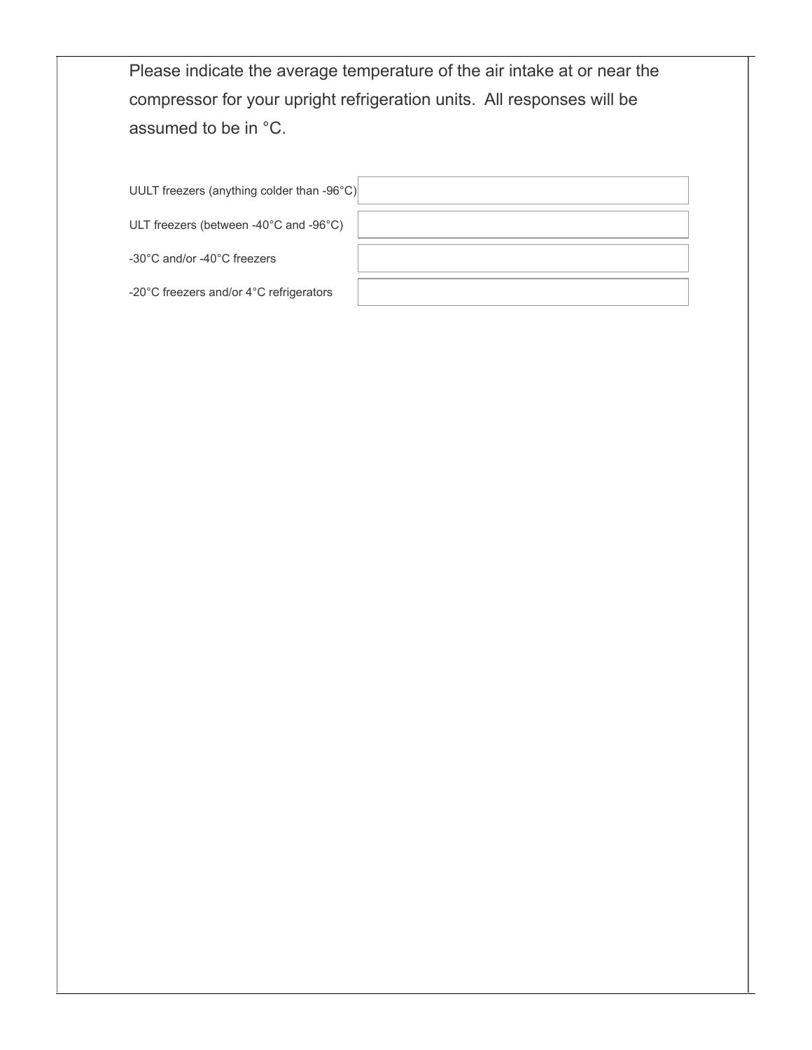Please indicate the average temperature of the air intake at or near the compressor for your upright refrigeration units. All responses will be assumed to be in °C.

| | |
|---|---|
| UULT freezers (anything colder than -96°C) | |
| ULT freezers (between -40°C and -96°C) | |
| -30°C and/or -40°C freezers | |
| -20°C freezers and/or 4°C refrigerators | |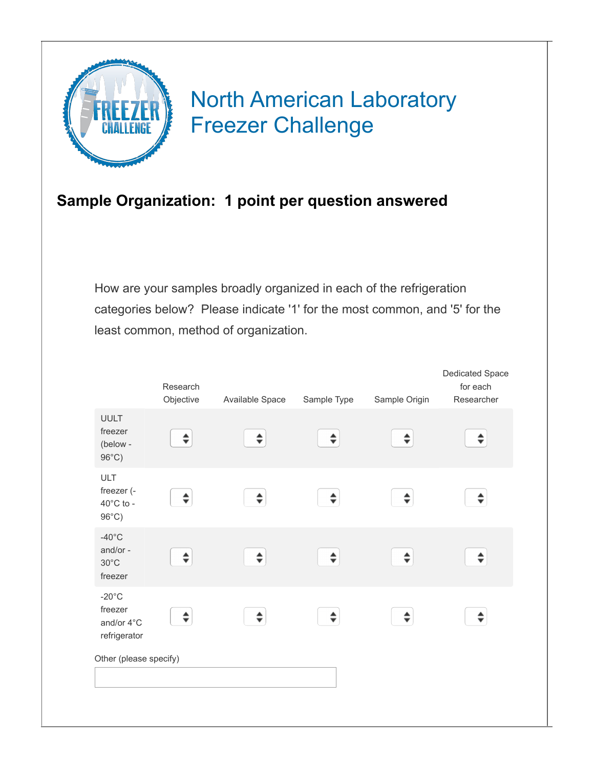# North American Laboratory Freezer Challenge

## Sample Organization: 1 point per question answered

How are your samples broadly organized in each of the refrigeration categories below? Please indicate '1' for the most common, and '5' for the least common, method of organization.

| | Research Objective | Available Space | Sample Type | Sample Origin | Dedicated Space for each Researcher |
|---|---|---|---|---|---|
| UULT freezer (below -96°C) | | | | | |
| ULT freezer (-40°C to -96°C) | | | | | |
| -40°C and/or -30°C freezer | | | | | |
| -20°C freezer and/or 4°C refrigerator | | | | | |

Other (please specify)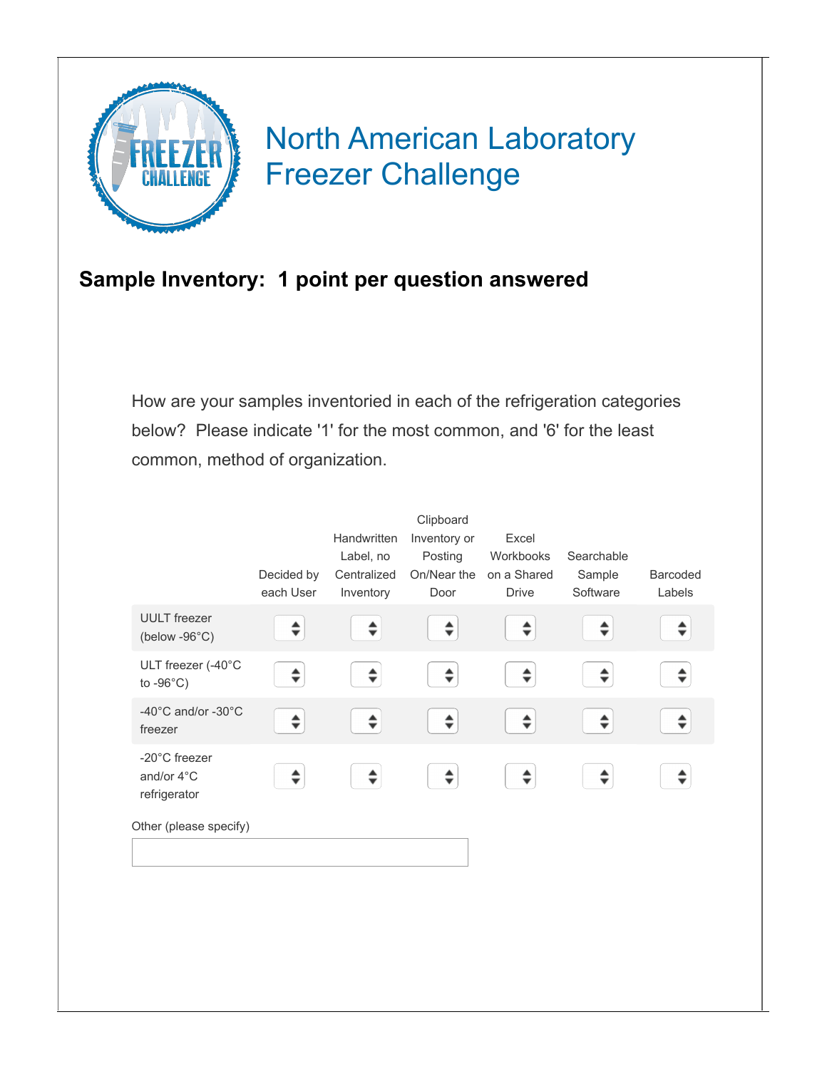# North American Laboratory Freezer Challenge

## Sample Inventory: 1 point per question answered

How are your samples inventoried in each of the refrigeration categories below? Please indicate '1' for the most common, and '6' for the least common, method of organization.

| | Decided by each User | Handwritten Label, no Centralized Inventory | Clipboard Inventory or Posting On/Near the Door | Excel Workbooks on a Shared Drive | Searchable Sample Software | Barcoded Labels |
|---|---|---|---|---|---|---|
| UULT freezer (below -96°C) | | | | | | |
| ULT freezer (-40°C to -96°C) | | | | | | |
| -40°C and/or -30°C freezer | | | | | | |
| -20°C freezer and/or 4°C refrigerator | | | | | | |

Other (please specify)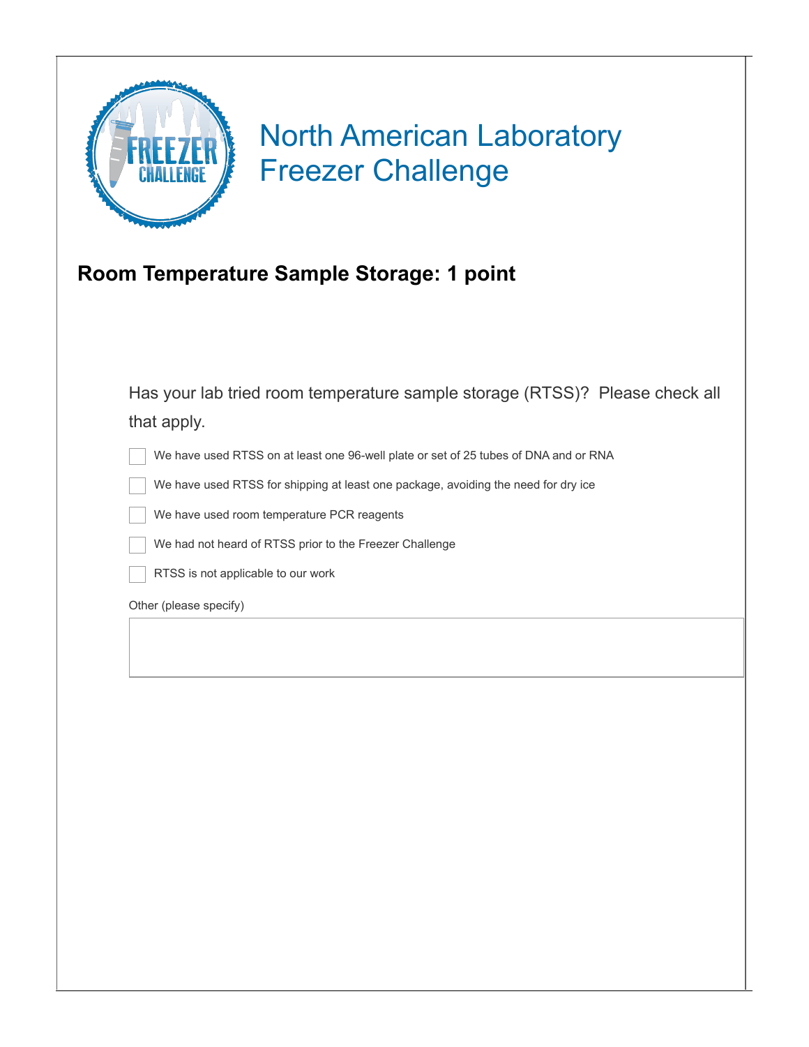# North American Laboratory Freezer Challenge

## Room Temperature Sample Storage: 1 point

Has your lab tried room temperature sample storage (RTSS)? Please check all that apply.

- [ ] We have used RTSS on at least one 96-well plate or set of 25 tubes of DNA and or RNA
- [ ] We have used RTSS for shipping at least one package, avoiding the need for dry ice
- [ ] We have used room temperature PCR reagents
- [ ] We had not heard of RTSS prior to the Freezer Challenge
- [ ] RTSS is not applicable to our work

Other (please specify)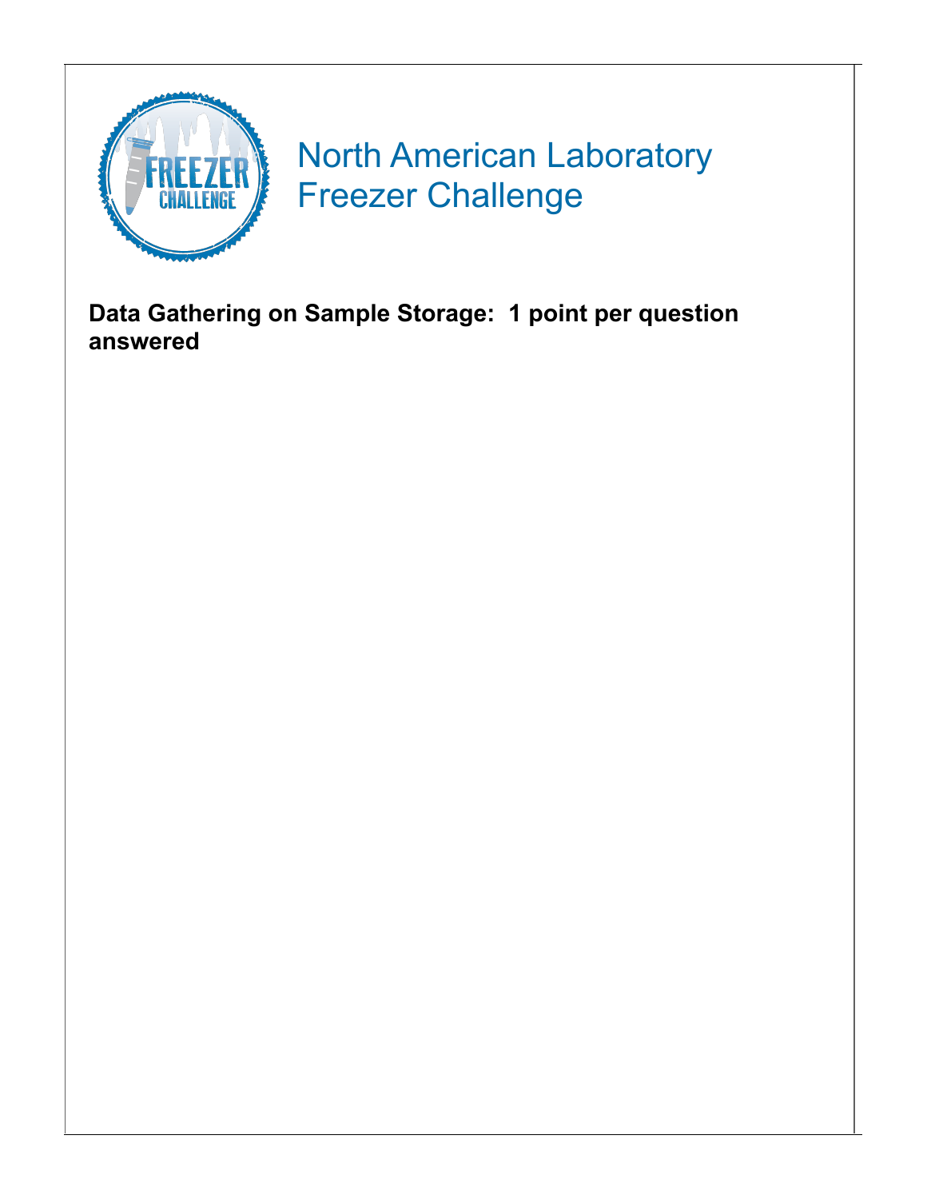North American Laboratory Freezer Challenge

**Data Gathering on Sample Storage: 1 point per question answered**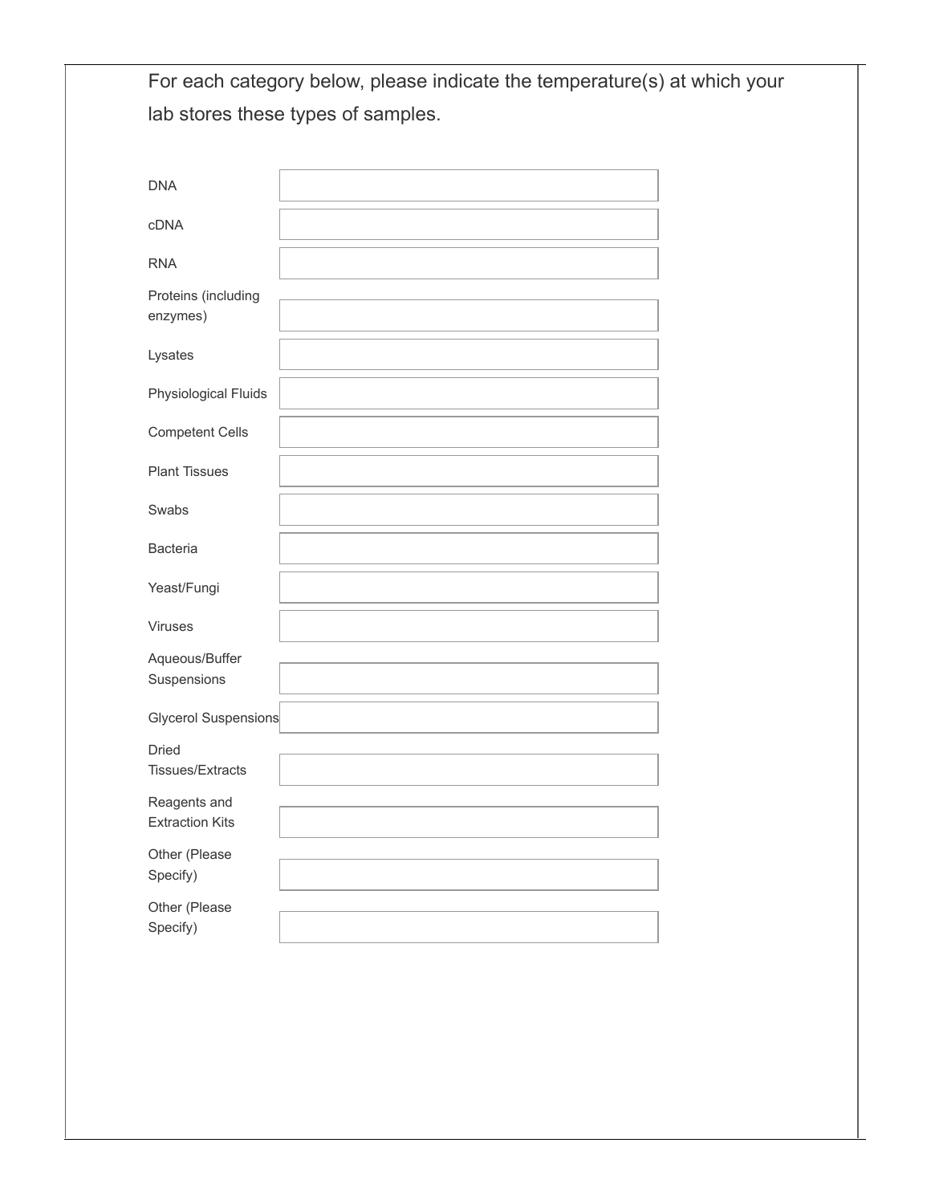For each category below, please indicate the temperature(s) at which your lab stores these types of samples.

| | |
|---|---|
| DNA | |
| cDNA | |
| RNA | |
| Proteins (including enzymes) | |
| Lysates | |
| Physiological Fluids | |
| Competent Cells | |
| Plant Tissues | |
| Swabs | |
| Bacteria | |
| Yeast/Fungi | |
| Viruses | |
| Aqueous/Buffer Suspensions | |
| Glycerol Suspensions | |
| Dried Tissues/Extracts | |
| Reagents and Extraction Kits | |
| Other (Please Specify) | |
| Other (Please Specify) | |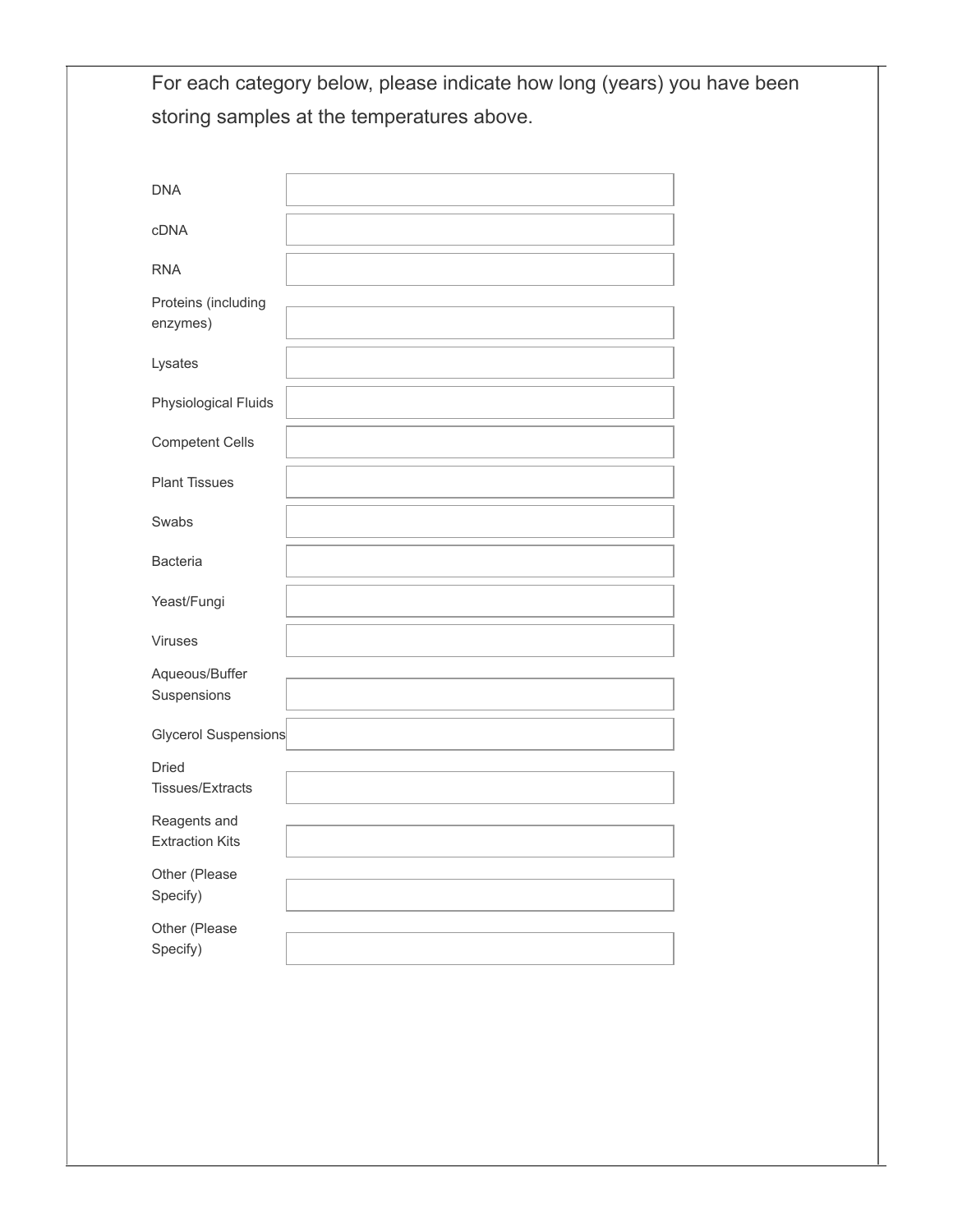For each category below, please indicate how long (years) you have been storing samples at the temperatures above.

| | |
|---|---|
| DNA | |
| cDNA | |
| RNA | |
| Proteins (including enzymes) | |
| Lysates | |
| Physiological Fluids | |
| Competent Cells | |
| Plant Tissues | |
| Swabs | |
| Bacteria | |
| Yeast/Fungi | |
| Viruses | |
| Aqueous/Buffer Suspensions | |
| Glycerol Suspensions | |
| Dried Tissues/Extracts | |
| Reagents and Extraction Kits | |
| Other (Please Specify) | |
| Other (Please Specify) | |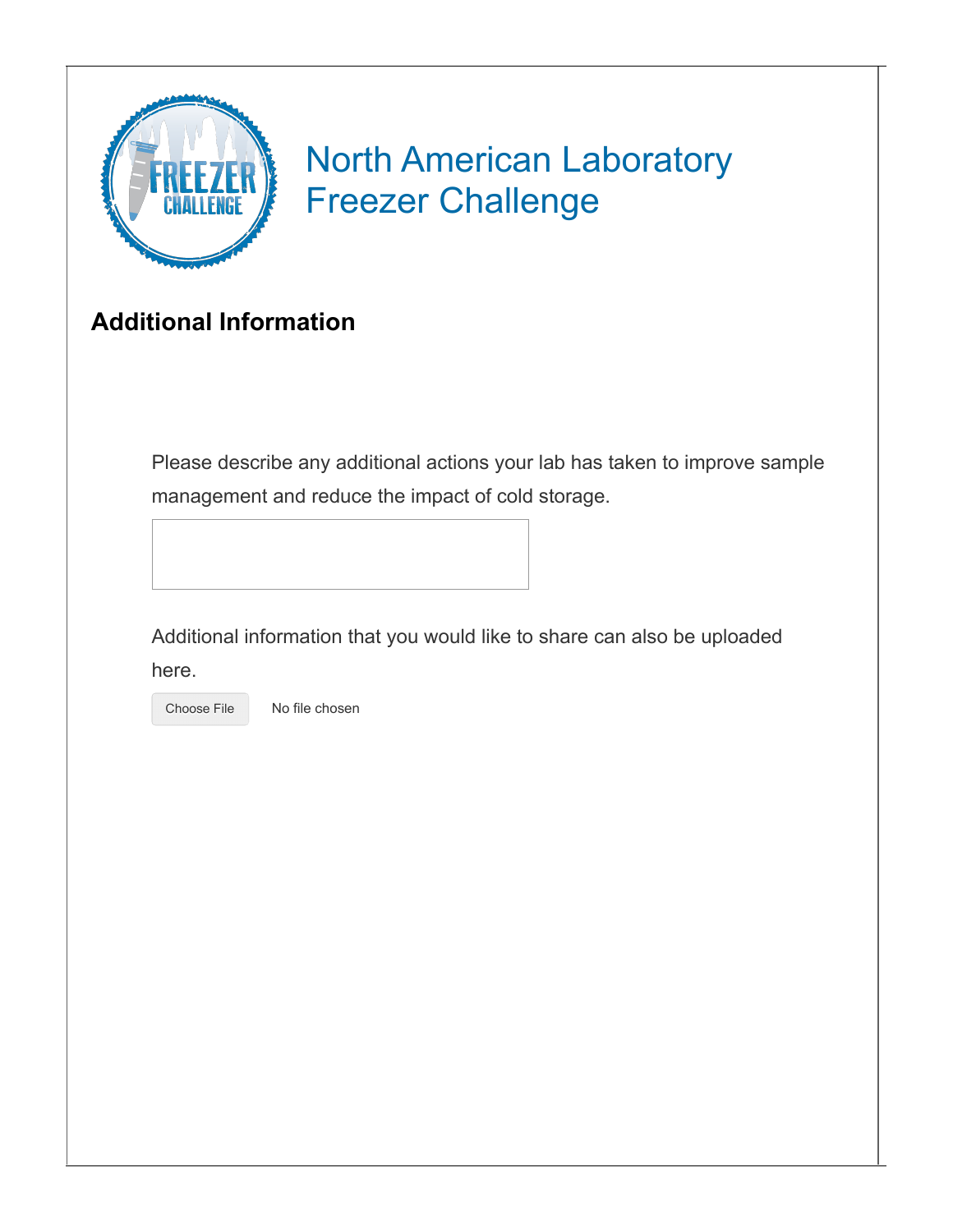# North American Laboratory Freezer Challenge

## Additional Information

Please describe any additional actions your lab has taken to improve sample management and reduce the impact of cold storage.

Additional information that you would like to share can also be uploaded here.

Choose File No file chosen